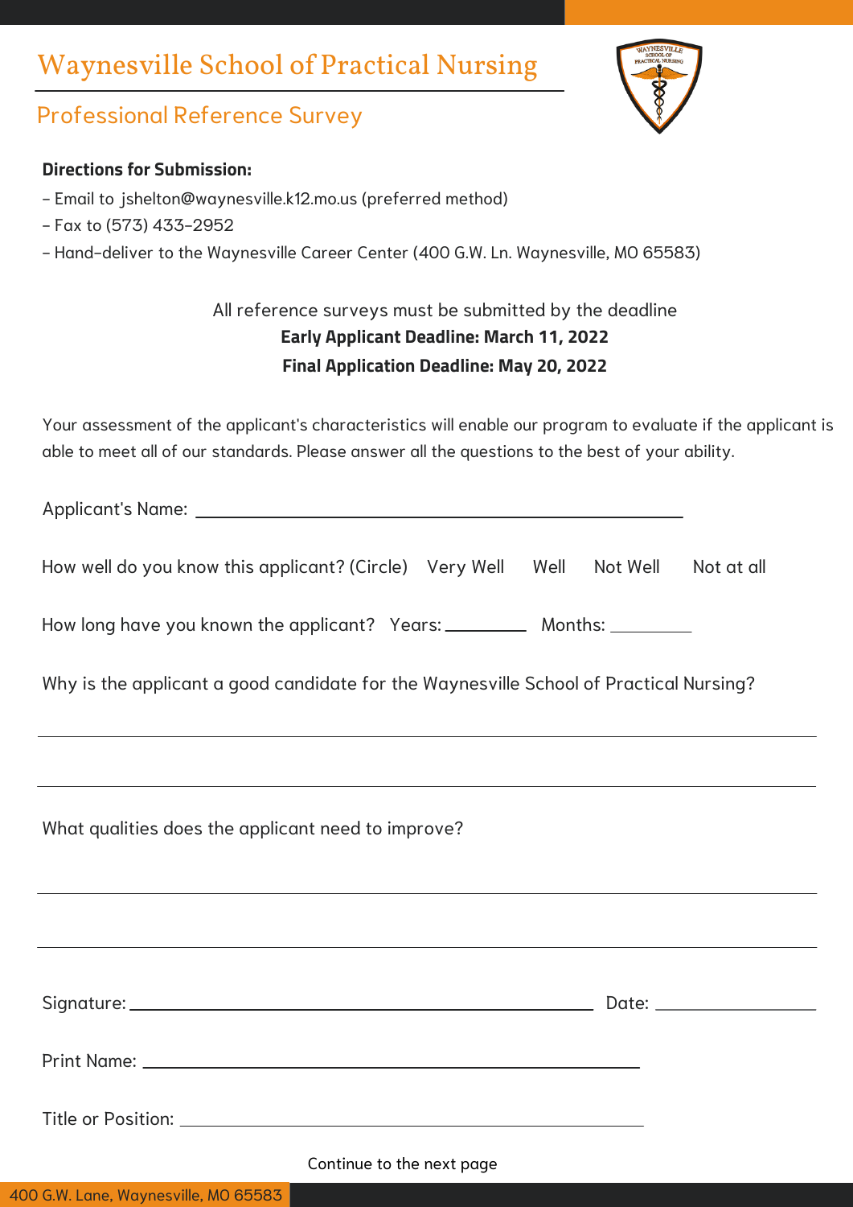# Waynesville School of Practical Nursing

## Professional Reference Survey

**Directions for Submission:**

- Email to jshelton@waynesville.k12.mo.us (preferred method)
- Fax to (573) 433-2952
- Hand-deliver to the Waynesville Career Center (400 G.W. Ln. Waynesville, MO 65583)

All reference surveys must be submitted by the deadline

**Early Applicant Deadline: March 11, 2022**

**Final Application Deadline: May 20, 2022**

Your assessment of the applicant's characteristics will enable our program to evaluate if the applicant is able to meet all of our standards. Please answer all the questions to the best of your ability.

Applicant's Name: ________________________________________________

How well do you know this applicant? (Circle) Very Well Well Not Well Not at all

How long have you known the applicant? Years: ________ Months: ________

Why is the applicant a good candidate for the Waynesville School of Practical Nursing?

_______________________________________________________________________________

_______________________________________________________________________________

What qualities does the applicant need to improve?

_______________________________________________________________________________

_______________________________________________________________________________

Signature: ____________________________________________ Date: ________________

Print Name: ________________________________________________

Title or Position: ________________________________________________

Continue to the next page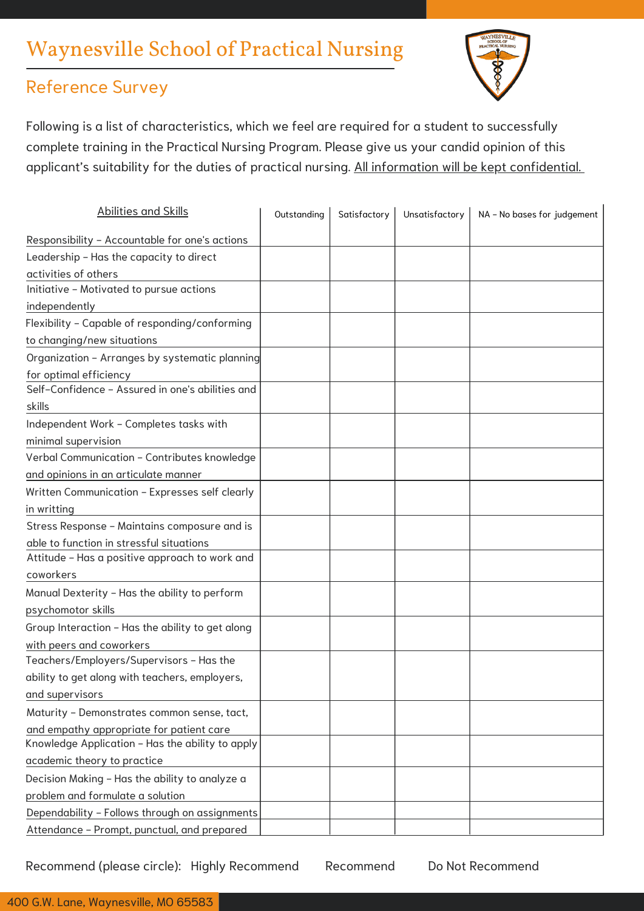# Waynesville School of Practical Nursing

## Reference Survey

Following is a list of characteristics, which we feel are required for a student to successfully complete training in the Practical Nursing Program. Please give us your candid opinion of this applicant's suitability for the duties of practical nursing. All information will be kept confidential.

| Abilities and Skills | Outstanding | Satisfactory | Unsatisfactory | NA – No bases for judgement |
|---|---|---|---|---|
| Responsibility – Accountable for one's actions | | | | |
| Leadership – Has the capacity to direct activities of others | | | | |
| Initiative – Motivated to pursue actions independently | | | | |
| Flexibility – Capable of responding/conforming to changing/new situations | | | | |
| Organization – Arranges by systematic planning for optimal efficiency | | | | |
| Self-Confidence – Assured in one's abilities and skills | | | | |
| Independent Work – Completes tasks with minimal supervision | | | | |
| Verbal Communication – Contributes knowledge and opinions in an articulate manner | | | | |
| Written Communication – Expresses self clearly in writting | | | | |
| Stress Response – Maintains composure and is able to function in stressful situations | | | | |
| Attitude – Has a positive approach to work and coworkers | | | | |
| Manual Dexterity – Has the ability to perform psychomotor skills | | | | |
| Group Interaction – Has the ability to get along with peers and coworkers | | | | |
| Teachers/Employers/Supervisors – Has the ability to get along with teachers, employers, and supervisors | | | | |
| Maturity – Demonstrates common sense, tact, and empathy appropriate for patient care | | | | |
| Knowledge Application – Has the ability to apply academic theory to practice | | | | |
| Decision Making – Has the ability to analyze a problem and formulate a solution | | | | |
| Dependability – Follows through on assignments | | | | |
| Attendance – Prompt, punctual, and prepared | | | | |

Recommend (please circle): Highly Recommend Recommend Do Not Recommend

400 G.W. Lane, Waynesville, MO 65583